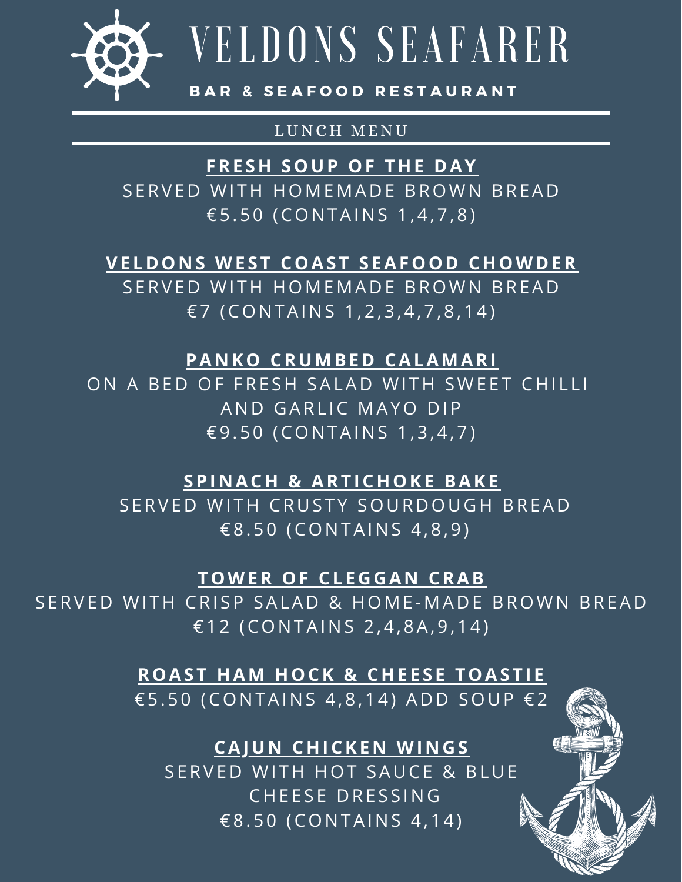# VELDONS SEAFARER

BAR & SEAFOOD RESTAURANT

LUNCH MENU

**FRESH SOUP OF THE DAY**

SERVED WITH HOMEMADE BROWN BREAD

€5.50 (CONTAINS 1,4,7,8)

**VELDONS WEST COAST SEAFOOD CHOWDER**

SERVED WITH HOMEMADE BROWN BREAD

€7 (CONTAINS 1,2,3,4,7,8,14)

**PANKO CRUMBED CALAMARI**

ON A BED OF FRESH SALAD WITH SWEET CHILLI AND GARLIC MAYO DIP

€9.50 (CONTAINS 1,3,4,7)

**SPINACH & ARTICHOKE BAKE**

SERVED WITH CRUSTY SOURDOUGH BREAD

€8.50 (CONTAINS 4,8,9)

**TOWER OF CLEGGAN CRAB**

SERVED WITH CRISP SALAD & HOME-MADE BROWN BREAD

€12 (CONTAINS 2,4,8A,9,14)

**ROAST HAM HOCK & CHEESE TOASTIE**

€5.50 (CONTAINS 4,8,14) ADD SOUP €2

**CAJUN CHICKEN WINGS**

SERVED WITH HOT SAUCE & BLUE CHEESE DRESSING

€8.50 (CONTAINS 4,14)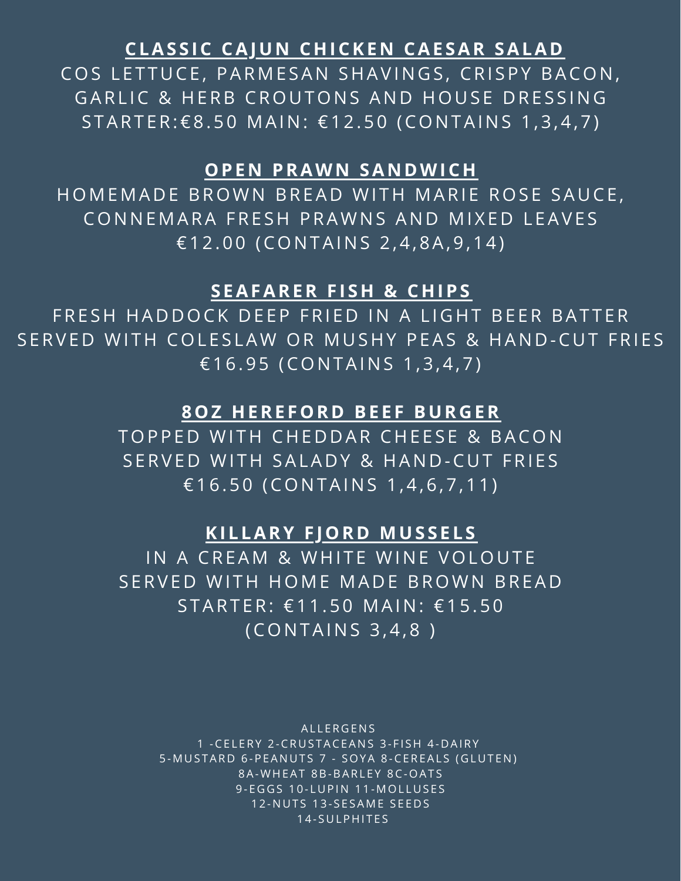## **CLASSIC CAJUN CHICKEN CAESAR SALAD**

COS LETTUCE, PARMESAN SHAVINGS, CRISPY BACON, GARLIC & HERB CROUTONS AND HOUSE DRESSING
STARTER:€8.50 MAIN: €12.50 (CONTAINS 1,3,4,7)

## **OPEN PRAWN SANDWICH**

HOMEMADE BROWN BREAD WITH MARIE ROSE SAUCE, CONNEMARA FRESH PRAWNS AND MIXED LEAVES
€12.00 (CONTAINS 2,4,8A,9,14)

## **SEAFARER FISH & CHIPS**

FRESH HADDOCK DEEP FRIED IN A LIGHT BEER BATTER SERVED WITH COLESLAW OR MUSHY PEAS & HAND-CUT FRIES
€16.95 (CONTAINS 1,3,4,7)

## **8OZ HEREFORD BEEF BURGER**

TOPPED WITH CHEDDAR CHEESE & BACON SERVED WITH SALADY & HAND-CUT FRIES
€16.50 (CONTAINS 1,4,6,7,11)

## **KILLARY FJORD MUSSELS**

IN A CREAM & WHITE WINE VOLOUTE SERVED WITH HOME MADE BROWN BREAD
STARTER: €11.50 MAIN: €15.50
(CONTAINS 3,4,8 )

ALLERGENS
1 -CELERY 2-CRUSTACEANS 3-FISH 4-DAIRY
5-MUSTARD 6-PEANUTS 7 - SOYA 8-CEREALS (GLUTEN)
8A-WHEAT 8B-BARLEY 8C-OATS
9-EGGS 10-LUPIN 11-MOLLUSES
12-NUTS 13-SESAME SEEDS
14-SULPHITES